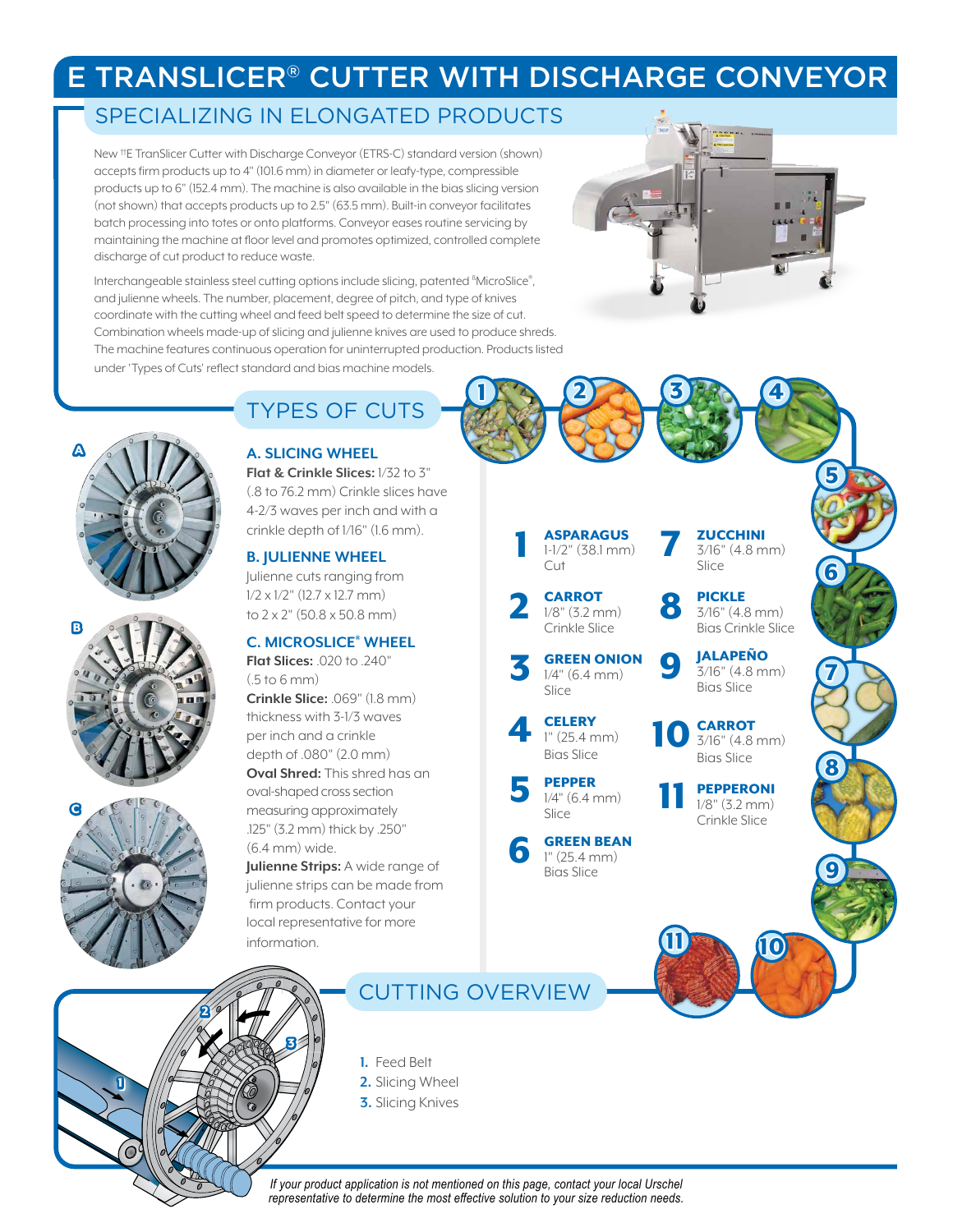# E TRANSLICER® CUTTER WITH DISCHARGE CONVEYOR

## SPECIALIZING IN ELONGATED PRODUCTS

New ††E TranSlicer Cutter with Discharge Conveyor (ETRS-C) standard version (shown) accepts firm products up to 4" (101.6 mm) in diameter or leafy-type, compressible products up to 6" (152.4 mm). The machine is also available in the bias slicing version (not shown) that accepts products up to 2.5" (63.5 mm). Built-in conveyor facilitates batch processing into totes or onto platforms. Conveyor eases routine servicing by maintaining the machine at floor level and promotes optimized, controlled complete discharge of cut product to reduce waste.

Interchangeable stainless steel cutting options include slicing, patented ®MicroSlice®, and julienne wheels. The number, placement, degree of pitch, and type of knives coordinate with the cutting wheel and feed belt speed to determine the size of cut. Combination wheels made-up of slicing and julienne knives are used to produce shreds. The machine features continuous operation for uninterrupted production. Products listed under 'Types of Cuts' reflect standard and bias machine models.

## TYPES OF CUTS

### A. SLICING WHEEL

**Flat & Crinkle Slices:** 1/32 to 3" (.8 to 76.2 mm) Crinkle slices have 4-2/3 waves per inch and with a crinkle depth of 1/16" (1.6 mm).

### B. JULIENNE WHEEL

Julienne cuts ranging from 1/2 x 1/2" (12.7 x 12.7 mm) to 2 x 2" (50.8 x 50.8 mm)

### C. MICROSLICE® WHEEL

**Flat Slices:** .020 to .240" (.5 to 6 mm)

**Crinkle Slice:** .069" (1.8 mm) thickness with 3-1/3 waves per inch and a crinkle depth of .080" (2.0 mm)

**Oval Shred:** This shred has an oval-shaped cross section measuring approximately .125" (3.2 mm) thick by .250" (6.4 mm) wide.

**Julienne Strips:** A wide range of julienne strips can be made from firm products. Contact your local representative for more information.

1. **ASPARAGUS** 1-1/2" (38.1 mm) Cut
2. **CARROT** 1/8" (3.2 mm) Crinkle Slice
3. **GREEN ONION** 1/4" (6.4 mm) Slice
4. **CELERY** 1" (25.4 mm) Bias Slice
5. **PEPPER** 1/4" (6.4 mm) Slice
6. **GREEN BEAN** 1" (25.4 mm) Bias Slice
7. **ZUCCHINI** 3/16" (4.8 mm) Slice
8. **PICKLE** 3/16" (4.8 mm) Bias Crinkle Slice
9. **JALAPEÑO** 3/16" (4.8 mm) Bias Slice
10. **CARROT** 3/16" (4.8 mm) Bias Slice
11. **PEPPERONI** 1/8" (3.2 mm) Crinkle Slice

## CUTTING OVERVIEW

1. Feed Belt
2. Slicing Wheel
3. Slicing Knives

*If your product application is not mentioned on this page, contact your local Urschel representative to determine the most effective solution to your size reduction needs.*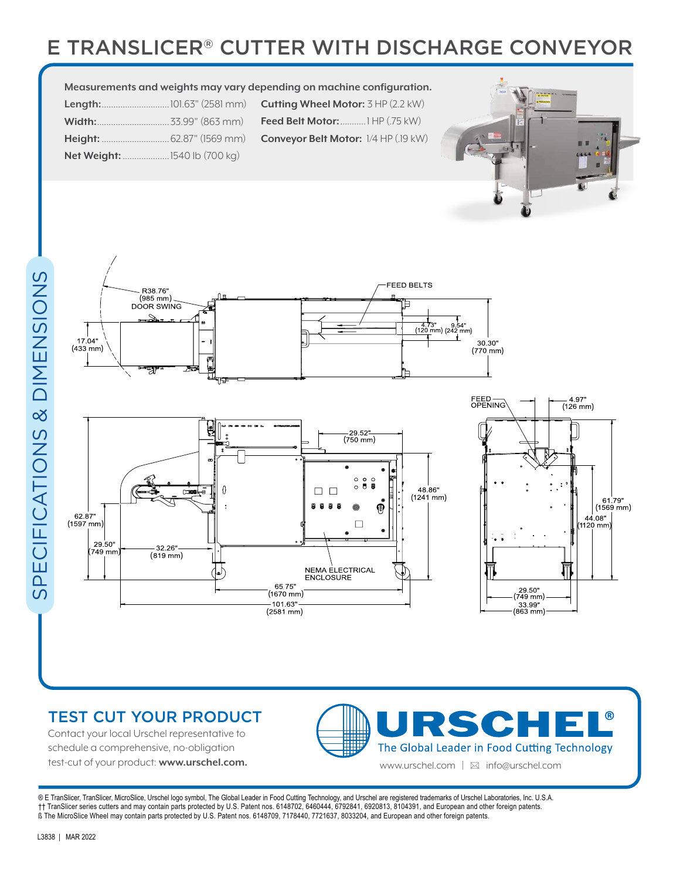# E TRANSLICER® CUTTER WITH DISCHARGE CONVEYOR

## SPECIFICATIONS & DIMENSIONS

**Measurements and weights may vary depending on machine configuration.**

**Length:** 101.63" (2581 mm)
**Width:** 33.99" (863 mm)
**Height:** 62.87" (1569 mm)
**Net Weight:** 1540 lb (700 kg)

**Cutting Wheel Motor:** 3 HP (2.2 kW)
**Feed Belt Motor:** 1 HP (.75 kW)
**Conveyor Belt Motor:** 1/4 HP (.19 kW)

R38.76" (985 mm) DOOR SWING
FEED BELTS
4.73" (120 mm)
9.54" (242 mm)
17.04" (433 mm)
30.30" (770 mm)
29.52" (750 mm)
48.86" (1241 mm)
62.87" (1597 mm)
29.50" (749 mm)
32.26" (819 mm)
NEMA ELECTRICAL ENCLOSURE
65.75" (1670 mm)
101.63" (2581 mm)
FEED OPENING
4.97" (126 mm)
61.79" (1569 mm)
44.08" (1120 mm)
29.50" (749 mm)
33.99" (863 mm)

## TEST CUT YOUR PRODUCT

Contact your local Urschel representative to schedule a comprehensive, no-obligation test-cut of your product: **www.urschel.com.**

**URSCHEL®**
The Global Leader in Food Cutting Technology
www.urschel.com | info@urschel.com

® E TranSlicer, TranSlicer, MicroSlice, Urschel logo symbol, The Global Leader in Food Cutting Technology, and Urschel are registered trademarks of Urschel Laboratories, Inc. U.S.A.
†† TranSlicer series cutters and may contain parts protected by U.S. Patent nos. 6148702, 6460444, 6792841, 6920813, 8104391, and European and other foreign patents.
ß The MicroSlice Wheel may contain parts protected by U.S. Patent nos. 6148709, 7178440, 7721637, 8033204, and European and other foreign patents.

L3838 | MAR 2022